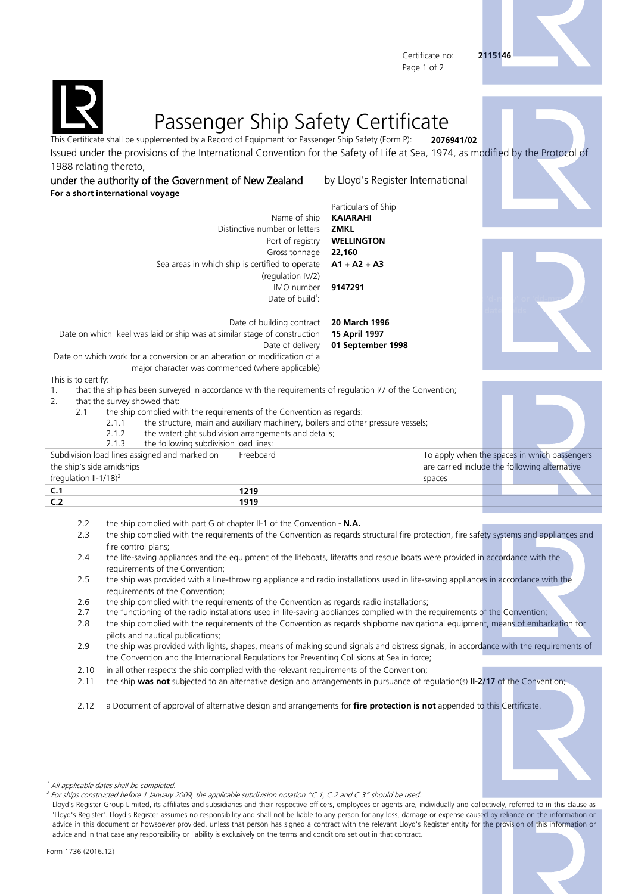Certificate no: **2115146**

# Passenger Ship Safety Certificate

This Certificate shall be supplemented by a Record of Equipment for Passenger Ship Safety (Form P): **2076941/02**

Issued under the provisions of the International Convention for the Safety of Life at Sea, 1974, as modified by the Protocol of 1988 relating thereto,

under the authority of the Government of New Zealand by Lloyd's Register International

**For a short international voyage**

Particulars of Ship

| | |
|---|---|
| Name of ship | **KAIARAHI** |
| Distinctive number or letters | **ZMKL** |
| Port of registry | **WELLINGTON** |
| Gross tonnage | **22,160** |
| Sea areas in which ship is certified to operate (regulation IV/2) | **A1 + A2 + A3** |
| IMO number | **9147291** |
| Date of build[1]: | |
| Date of building contract | **20 March 1996** |
| Date on which keel was laid or ship was at similar stage of construction | **15 April 1997** |
| Date of delivery | **01 September 1998** |
| Date on which work for a conversion or an alteration or modification of a major character was commenced (where applicable) | |

This is to certify:

1. that the ship has been surveyed in accordance with the requirements of regulation I/7 of the Convention;
2. that the survey showed that:
   - 2.1 the ship complied with the requirements of the Convention as regards:
     - 2.1.1 the structure, main and auxiliary machinery, boilers and other pressure vessels;
     - 2.1.2 the watertight subdivision arrangements and details;
     - 2.1.3 the following subdivision load lines:

| Subdivision load lines assigned and marked on the ship's side amidships (regulation II-1/18)[2] | Freeboard | To apply when the spaces in which passengers are carried include the following alternative spaces |
|---|---|---|
| **C.1** | **1219** | |
| **C.2** | **1919** | |

- 2.2 the ship complied with part G of chapter II-1 of the Convention **- N.A.**
- 2.3 the ship complied with the requirements of the Convention as regards structural fire protection, fire safety systems and appliances and fire control plans;
- 2.4 the life-saving appliances and the equipment of the lifeboats, liferafts and rescue boats were provided in accordance with the requirements of the Convention;
- 2.5 the ship was provided with a line-throwing appliance and radio installations used in life-saving appliances in accordance with the requirements of the Convention;
- 2.6 the ship complied with the requirements of the Convention as regards radio installations;
- 2.7 the functioning of the radio installations used in life-saving appliances complied with the requirements of the Convention;
- 2.8 the ship complied with the requirements of the Convention as regards shipborne navigational equipment, means of embarkation for pilots and nautical publications;
- 2.9 the ship was provided with lights, shapes, means of making sound signals and distress signals, in accordance with the requirements of the Convention and the International Regulations for Preventing Collisions at Sea in force;
- 2.10 in all other respects the ship complied with the relevant requirements of the Convention;
- 2.11 the ship **was not** subjected to an alternative design and arrangements in pursuance of regulation(s) **II-2/17** of the Convention;
- 2.12 a Document of approval of alternative design and arrangements for **fire protection is not** appended to this Certificate.

[1] *All applicable dates shall be completed.*

[2] *For ships constructed before 1 January 2009, the applicable subdivision notation "C.1, C.2 and C.3" should be used.*

Lloyd's Register Group Limited, its affiliates and subsidiaries and their respective officers, employees or agents are, individually and collectively, referred to in this clause as 'Lloyd's Register'. Lloyd's Register assumes no responsibility and shall not be liable to any person for any loss, damage or expense caused by reliance on the information or advice in this document or howsoever provided, unless that person has signed a contract with the relevant Lloyd's Register entity for the provision of this information or advice and in that case any responsibility or liability is exclusively on the terms and conditions set out in that contract.

Form 1736 (2016.12)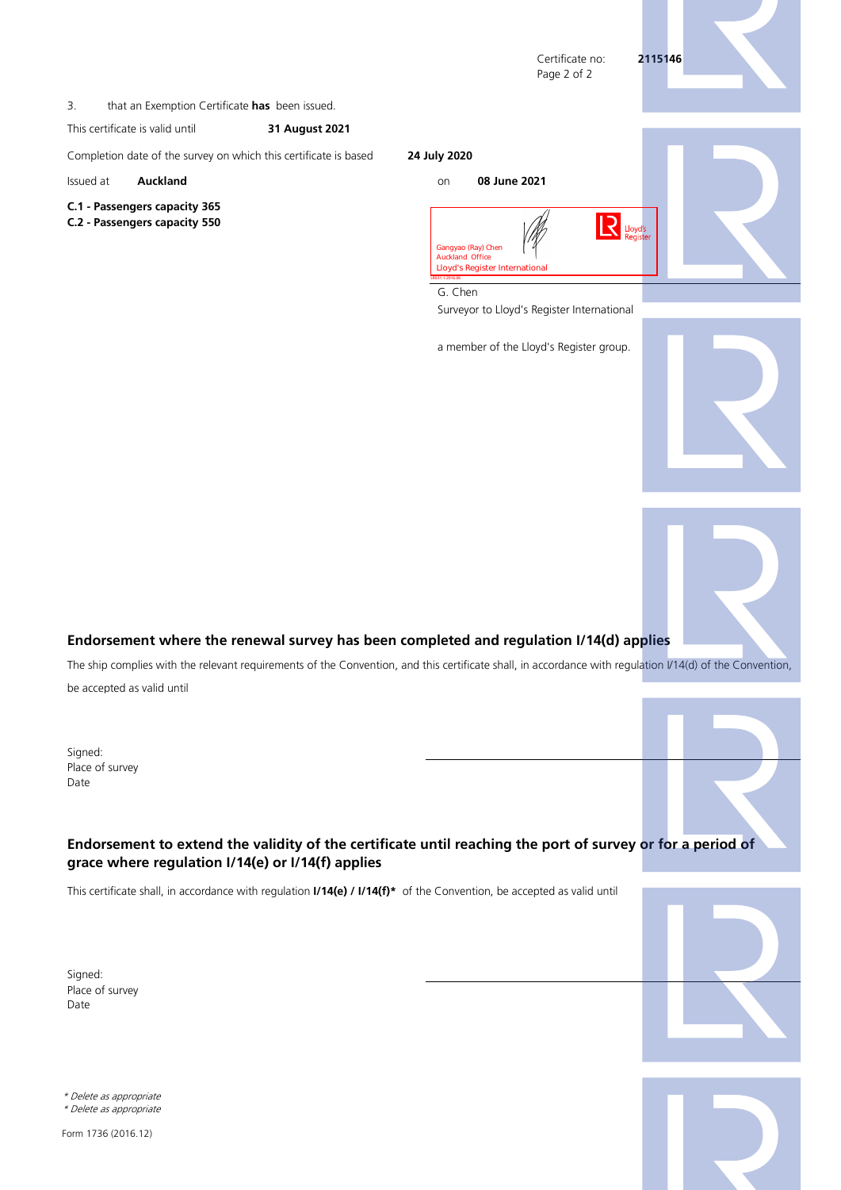Certificate no: **2115146**

3. that an Exemption Certificate **has** been issued.

This certificate is valid until **31 August 2021**

Completion date of the survey on which this certificate is based **24 July 2020**

Issued at **Auckland** on **08 June 2021**

**C.1 - Passengers capacity 365**
**C.2 - Passengers capacity 550**

Gangyao (Ray) Chen
Auckland Office
Lloyd's Register International

G. Chen
Surveyor to Lloyd's Register International

a member of the Lloyd's Register group.

## Endorsement where the renewal survey has been completed and regulation I/14(d) applies

The ship complies with the relevant requirements of the Convention, and this certificate shall, in accordance with regulation I/14(d) of the Convention, be accepted as valid until

Signed:
Place of survey
Date

## Endorsement to extend the validity of the certificate until reaching the port of survey or for a period of grace where regulation I/14(e) or I/14(f) applies

This certificate shall, in accordance with regulation **I/14(e) / I/14(f)*** of the Convention, be accepted as valid until

Signed:
Place of survey
Date

*\* Delete as appropriate*
*\* Delete as appropriate*

Form 1736 (2016.12)